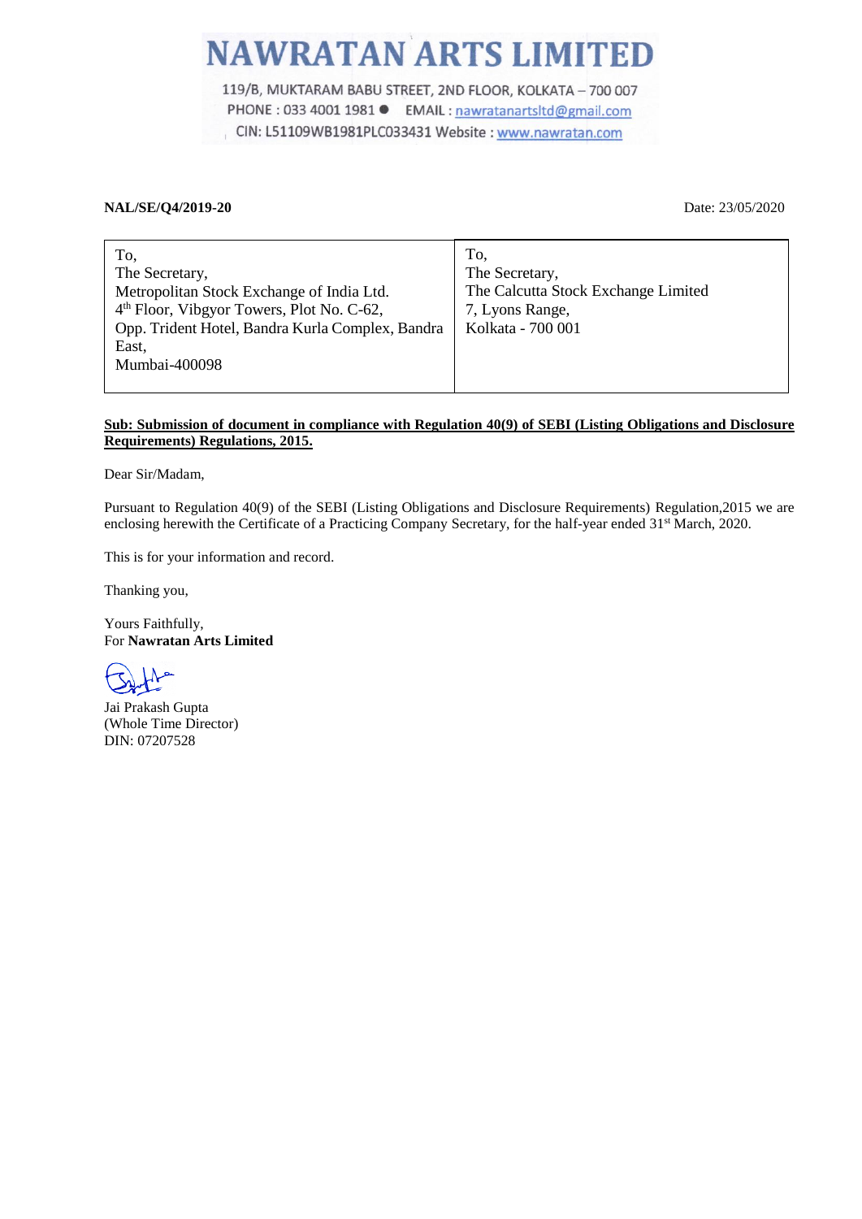# NAWRATAN ARTS LIMITED

119/B, MUKTARAM BABU STREET, 2ND FLOOR, KOLKATA – 700 007
PHONE : 033 4001 1981 ● EMAIL : nawratanartsltd@gmail.com
CIN: L51109WB1981PLC033431 Website : www.nawratan.com

**NAL/SE/Q4/2019-20** Date: 23/05/2020

| To,<br>The Secretary,<br>Metropolitan Stock Exchange of India Ltd.<br>4th Floor, Vibgyor Towers, Plot No. C-62,<br>Opp. Trident Hotel, Bandra Kurla Complex, Bandra East,<br>Mumbai-400098 | To,<br>The Secretary,<br>The Calcutta Stock Exchange Limited<br>7, Lyons Range,<br>Kolkata - 700 001 |
|---|---|

**Sub: Submission of document in compliance with Regulation 40(9) of SEBI (Listing Obligations and Disclosure Requirements) Regulations, 2015.**

Dear Sir/Madam,

Pursuant to Regulation 40(9) of the SEBI (Listing Obligations and Disclosure Requirements) Regulation,2015 we are enclosing herewith the Certificate of a Practicing Company Secretary, for the half-year ended 31st March, 2020.

This is for your information and record.

Thanking you,

Yours Faithfully,
For **Nawratan Arts Limited**

Jai Prakash Gupta
(Whole Time Director)
DIN: 07207528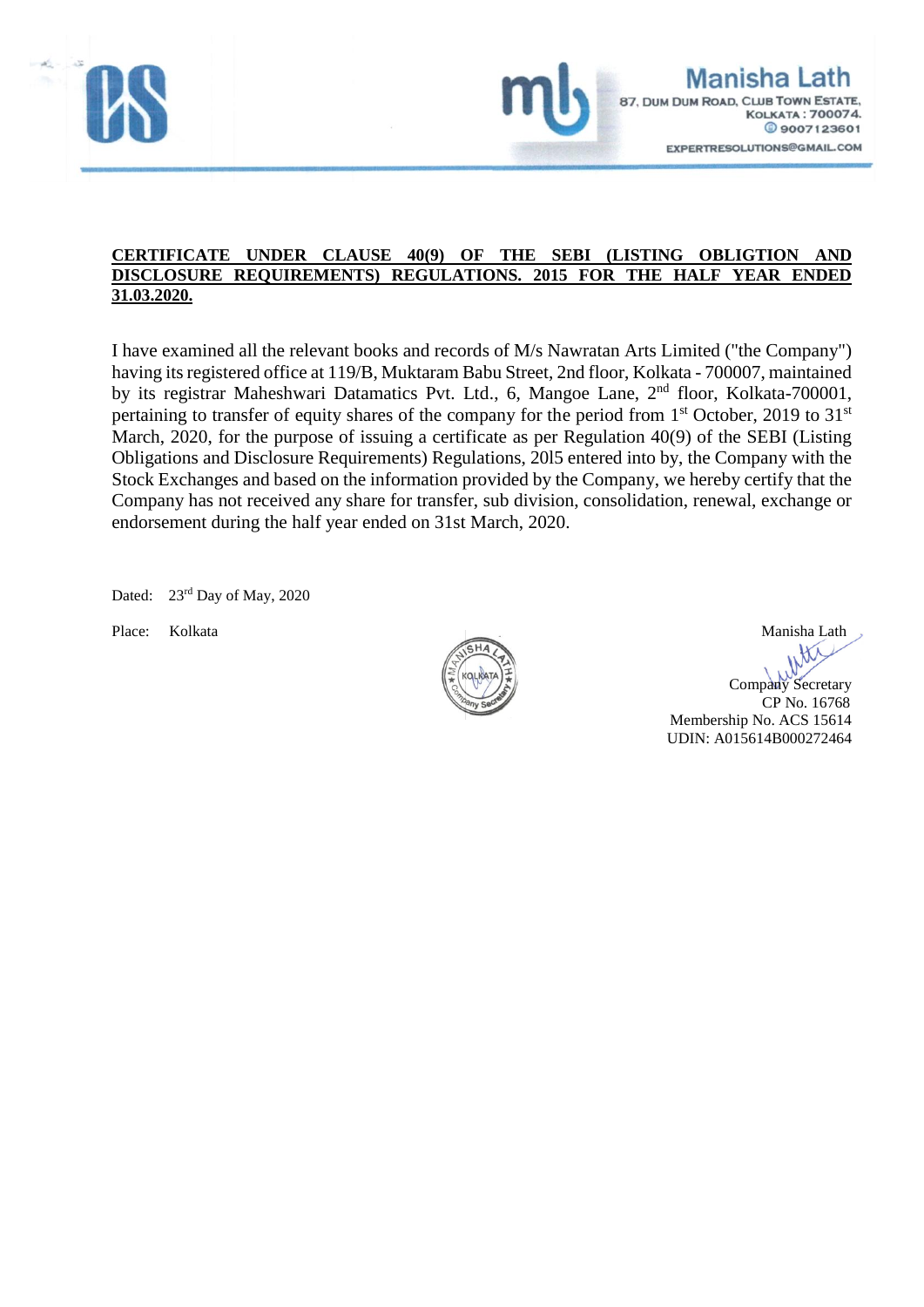Manisha Lath
87, Dum Dum Road, Club Town Estate,
Kolkata : 700074.
9007123601
EXPERTRESOLUTIONS@GMAIL.COM

**CERTIFICATE UNDER CLAUSE 40(9) OF THE SEBI (LISTING OBLIGTION AND DISCLOSURE REQUIREMENTS) REGULATIONS. 2015 FOR THE HALF YEAR ENDED 31.03.2020.**

I have examined all the relevant books and records of M/s Nawratan Arts Limited ("the Company") having its registered office at 119/B, Muktaram Babu Street, 2nd floor, Kolkata - 700007, maintained by its registrar Maheshwari Datamatics Pvt. Ltd., 6, Mangoe Lane, 2nd floor, Kolkata-700001, pertaining to transfer of equity shares of the company for the period from 1st October, 2019 to 31st March, 2020, for the purpose of issuing a certificate as per Regulation 40(9) of the SEBI (Listing Obligations and Disclosure Requirements) Regulations, 20l5 entered into by, the Company with the Stock Exchanges and based on the information provided by the Company, we hereby certify that the Company has not received any share for transfer, sub division, consolidation, renewal, exchange or endorsement during the half year ended on 31st March, 2020.

Dated: 23rd Day of May, 2020

Place: Kolkata

Manisha Lath
Company Secretary
CP No. 16768
Membership No. ACS 15614
UDIN: A015614B000272464